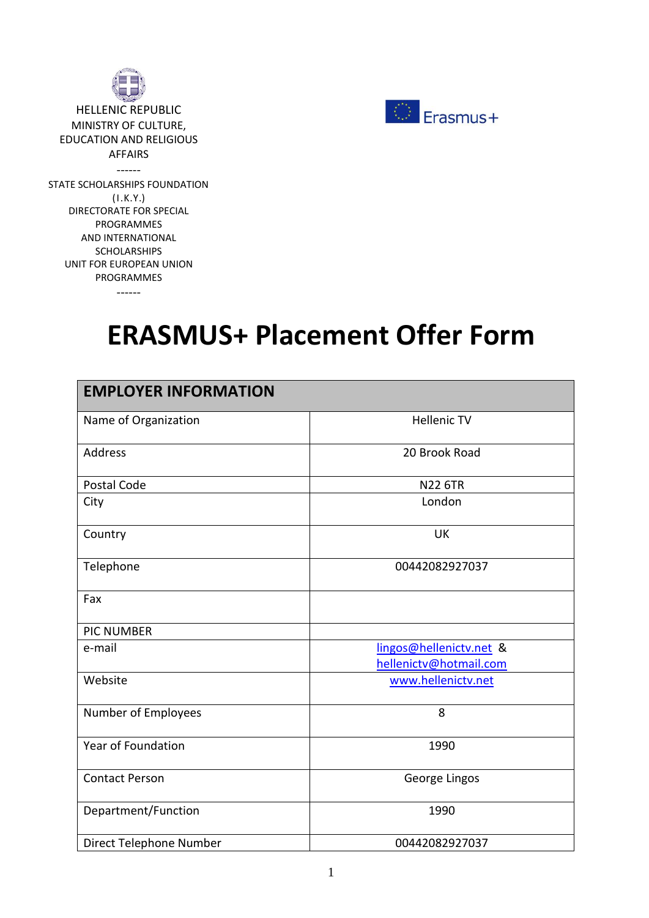HELLENIC REPUBLIC
MINISTRY OF CULTURE,
EDUCATION AND RELIGIOUS
AFFAIRS
------
STATE SCHOLARSHIPS FOUNDATION
(I.K.Y.)
DIRECTORATE FOR SPECIAL
PROGRAMMES
AND INTERNATIONAL
SCHOLARSHIPS
UNIT FOR EUROPEAN UNION
PROGRAMMES
------

Erasmus+

# ERASMUS+ Placement Offer Form

| EMPLOYER INFORMATION | |
|---|---|
| Name of Organization | Hellenic TV |
| Address | 20 Brook Road |
| Postal Code | N22 6TR |
| City | London |
| Country | UK |
| Telephone | 00442082927037 |
| Fax | |
| PIC NUMBER | |
| e-mail | lingos@hellenictv.net & hellenictv@hotmail.com |
| Website | www.hellenictv.net |
| Number of Employees | 8 |
| Year of Foundation | 1990 |
| Contact Person | George Lingos |
| Department/Function | 1990 |
| Direct Telephone Number | 00442082927037 |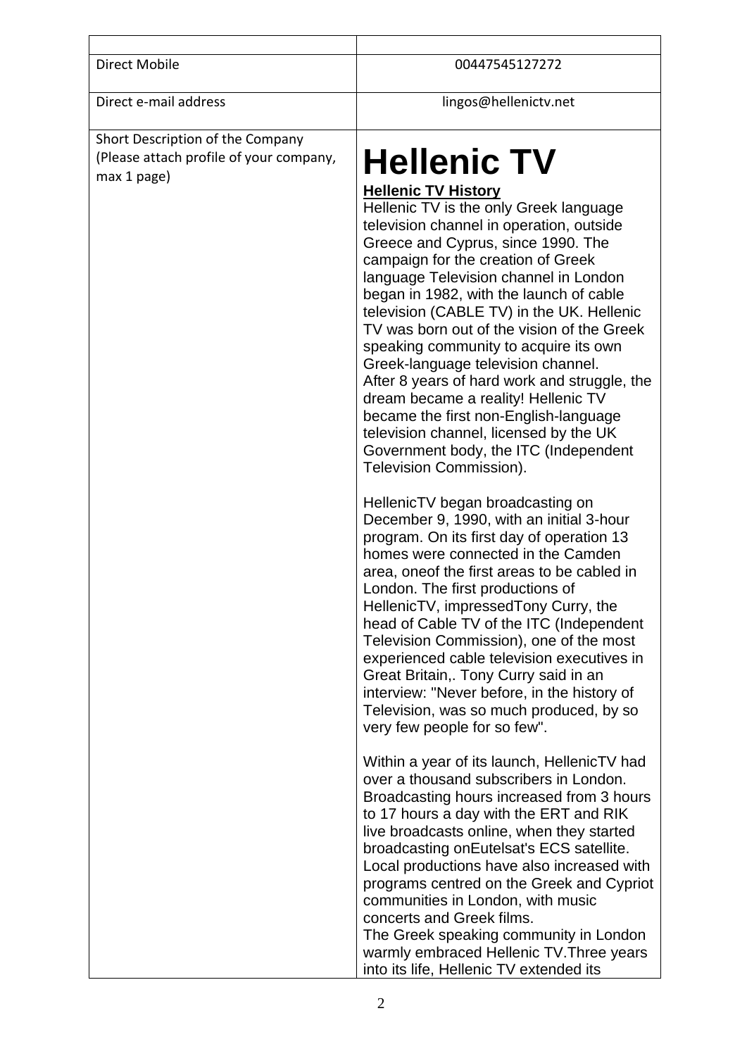| | |
|---|---|
| Direct Mobile | 00447545127272 |
| Direct e-mail address | lingos@hellenictv.net |
| Short Description of the Company (Please attach profile of your company, max 1 page) | **Hellenic TV**<br><br>**Hellenic TV History**<br>Hellenic TV is the only Greek language television channel in operation, outside Greece and Cyprus, since 1990. The campaign for the creation of Greek language Television channel in London began in 1982, with the launch of cable television (CABLE TV) in the UK. Hellenic TV was born out of the vision of the Greek speaking community to acquire its own Greek-language television channel.<br>After 8 years of hard work and struggle, the dream became a reality! Hellenic TV became the first non-English-language television channel, licensed by the UK Government body, the ITC (Independent Television Commission).<br><br>HellenicTV began broadcasting on December 9, 1990, with an initial 3-hour program. On its first day of operation 13 homes were connected in the Camden area, oneof the first areas to be cabled in London. The first productions of HellenicTV, impressedTony Curry, the head of Cable TV of the ITC (Independent Television Commission), one of the most experienced cable television executives in Great Britain,. Tony Curry said in an interview: "Never before, in the history of Television, was so much produced, by so very few people for so few".<br><br>Within a year of its launch, HellenicTV had over a thousand subscribers in London. Broadcasting hours increased from 3 hours to 17 hours a day with the ERT and RIK live broadcasts online, when they started broadcasting onEutelsat's ECS satellite. Local productions have also increased with programs centred on the Greek and Cypriot communities in London, with music concerts and Greek films.<br>The Greek speaking community in London warmly embraced Hellenic TV.Three years into its life, Hellenic TV extended its |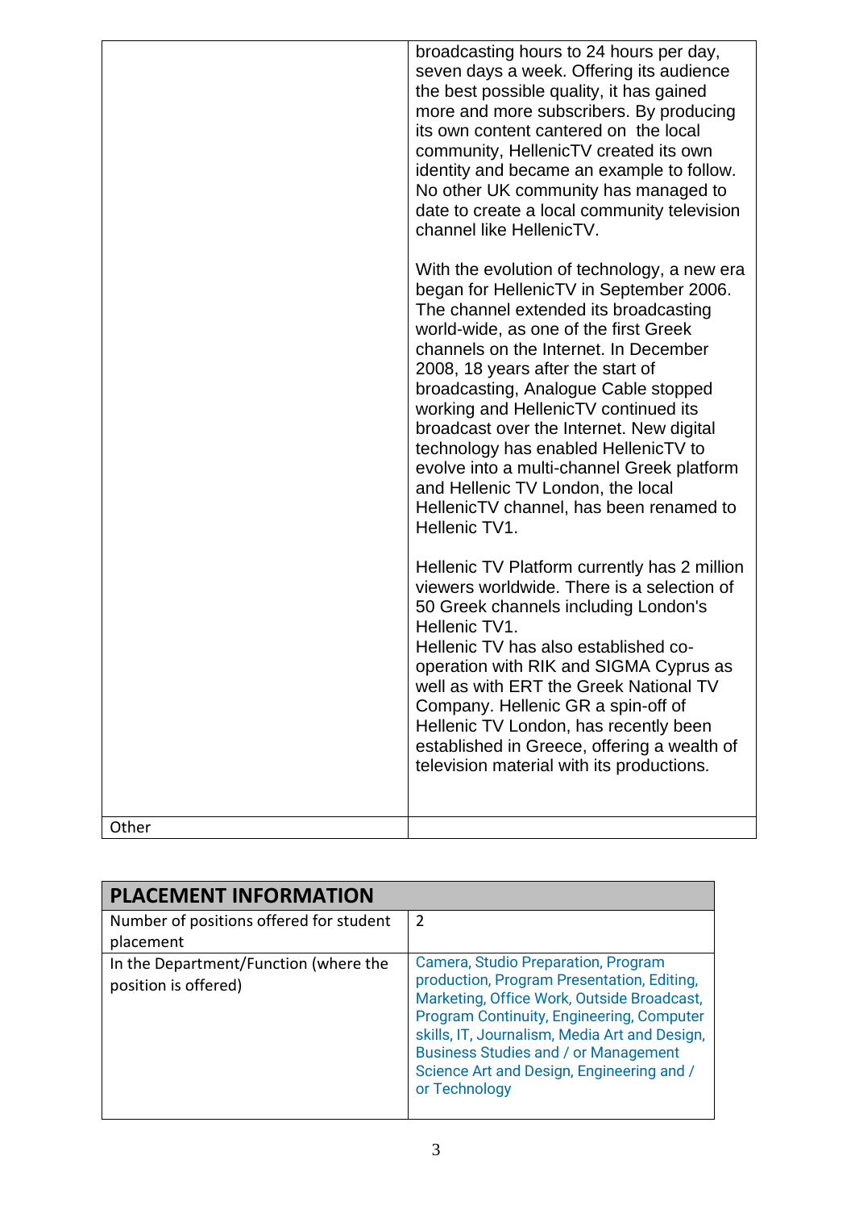| | |
|---|---|
| | broadcasting hours to 24 hours per day, seven days a week. Offering its audience the best possible quality, it has gained more and more subscribers. By producing its own content cantered on the local community, HellenicTV created its own identity and became an example to follow. No other UK community has managed to date to create a local community television channel like HellenicTV.<br><br>With the evolution of technology, a new era began for HellenicTV in September 2006. The channel extended its broadcasting world-wide, as one of the first Greek channels on the Internet. In December 2008, 18 years after the start of broadcasting, Analogue Cable stopped working and HellenicTV continued its broadcast over the Internet. New digital technology has enabled HellenicTV to evolve into a multi-channel Greek platform and Hellenic TV London, the local HellenicTV channel, has been renamed to Hellenic TV1.<br><br>Hellenic TV Platform currently has 2 million viewers worldwide. There is a selection of 50 Greek channels including London's Hellenic TV1.<br>Hellenic TV has also established co-operation with RIK and SIGMA Cyprus as well as with ERT the Greek National TV Company. Hellenic GR a spin-off of Hellenic TV London, has recently been established in Greece, offering a wealth of television material with its productions. |
| Other | |

| PLACEMENT INFORMATION | |
|---|---|
| Number of positions offered for student placement | 2 |
| In the Department/Function (where the position is offered) | Camera, Studio Preparation, Program production, Program Presentation, Editing, Marketing, Office Work, Outside Broadcast, Program Continuity, Engineering, Computer skills, IT, Journalism, Media Art and Design, Business Studies and / or Management Science Art and Design, Engineering and / or Technology |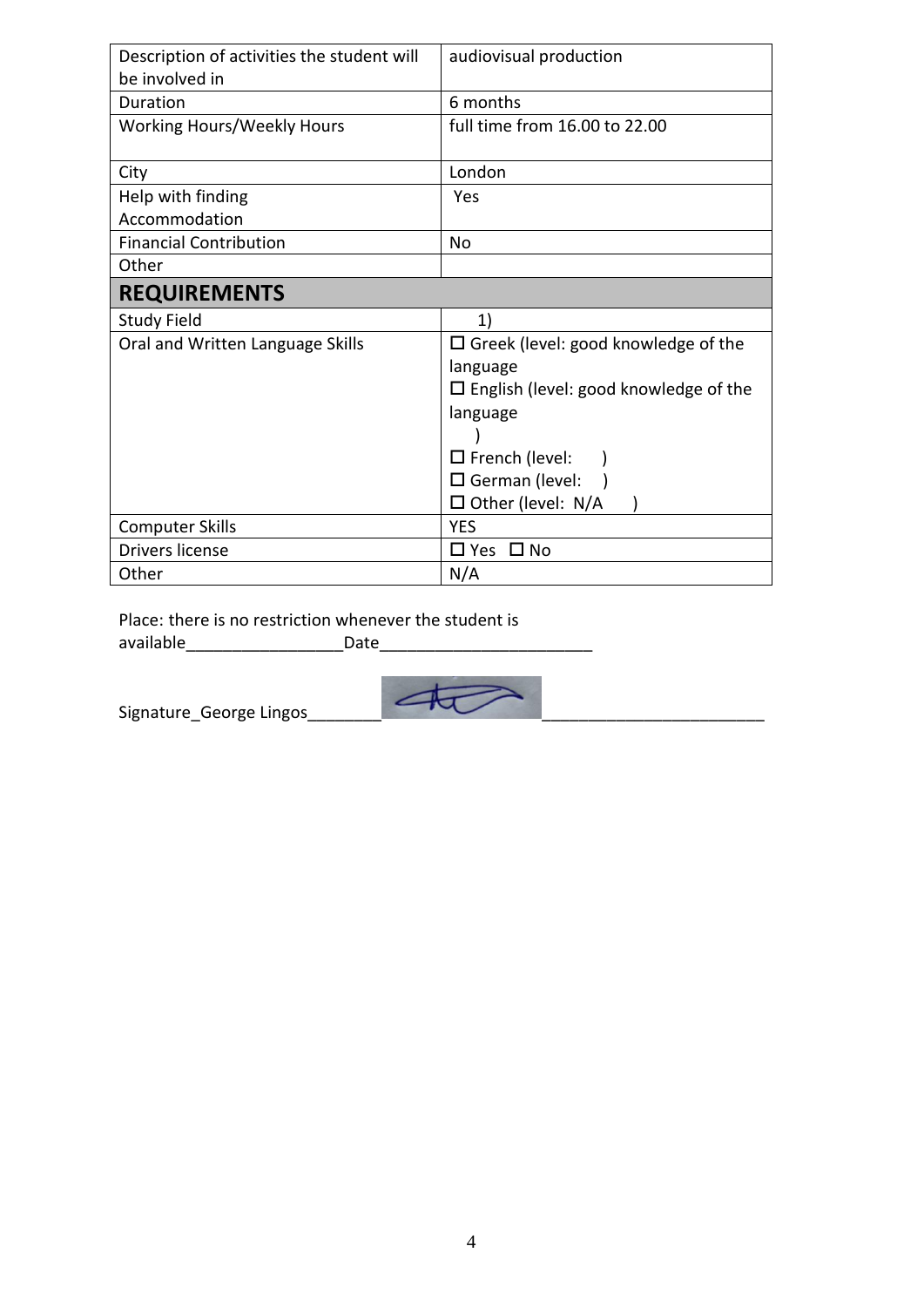| Description of activities the student will be involved in | audiovisual production |
|---|---|
| Duration | 6 months |
| Working Hours/Weekly Hours | full time from 16.00 to 22.00 |
| City | London |
| Help with finding Accommodation | Yes |
| Financial Contribution | No |
| Other | |
| **REQUIREMENTS** | |
| Study Field | 1) |
| Oral and Written Language Skills | ☐ Greek (level: good knowledge of the language<br>☐ English (level: good knowledge of the language<br>)<br>☐ French (level: )<br>☐ German (level: )<br>☐ Other (level: N/A ) |
| Computer Skills | YES |
| Drivers license | ☐ Yes ☐ No |
| Other | N/A |

Place: there is no restriction whenever the student is available_________________Date_______________________

Signature_George Lingos________ ________________________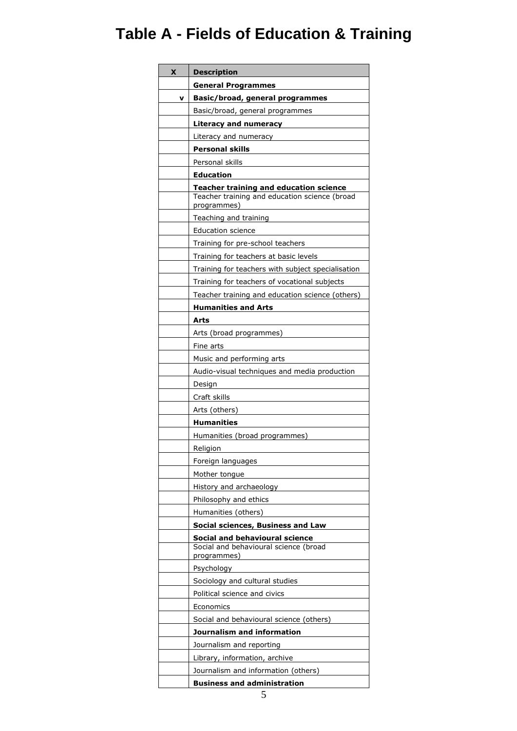# Table A - Fields of Education & Training

| X | Description |
|---|---|
| | **General Programmes** |
| v | **Basic/broad, general programmes** |
| | Basic/broad, general programmes |
| | **Literacy and numeracy** |
| | Literacy and numeracy |
| | **Personal skills** |
| | Personal skills |
| | **Education** |
| | **Teacher training and education science** |
| | Teacher training and education science (broad programmes) |
| | Teaching and training |
| | Education science |
| | Training for pre-school teachers |
| | Training for teachers at basic levels |
| | Training for teachers with subject specialisation |
| | Training for teachers of vocational subjects |
| | Teacher training and education science (others) |
| | **Humanities and Arts** |
| | **Arts** |
| | Arts (broad programmes) |
| | Fine arts |
| | Music and performing arts |
| | Audio-visual techniques and media production |
| | Design |
| | Craft skills |
| | Arts (others) |
| | **Humanities** |
| | Humanities (broad programmes) |
| | Religion |
| | Foreign languages |
| | Mother tongue |
| | History and archaeology |
| | Philosophy and ethics |
| | Humanities (others) |
| | **Social sciences, Business and Law** |
| | **Social and behavioural science** |
| | Social and behavioural science (broad programmes) |
| | Psychology |
| | Sociology and cultural studies |
| | Political science and civics |
| | Economics |
| | Social and behavioural science (others) |
| | **Journalism and information** |
| | Journalism and reporting |
| | Library, information, archive |
| | Journalism and information (others) |
| | **Business and administration** |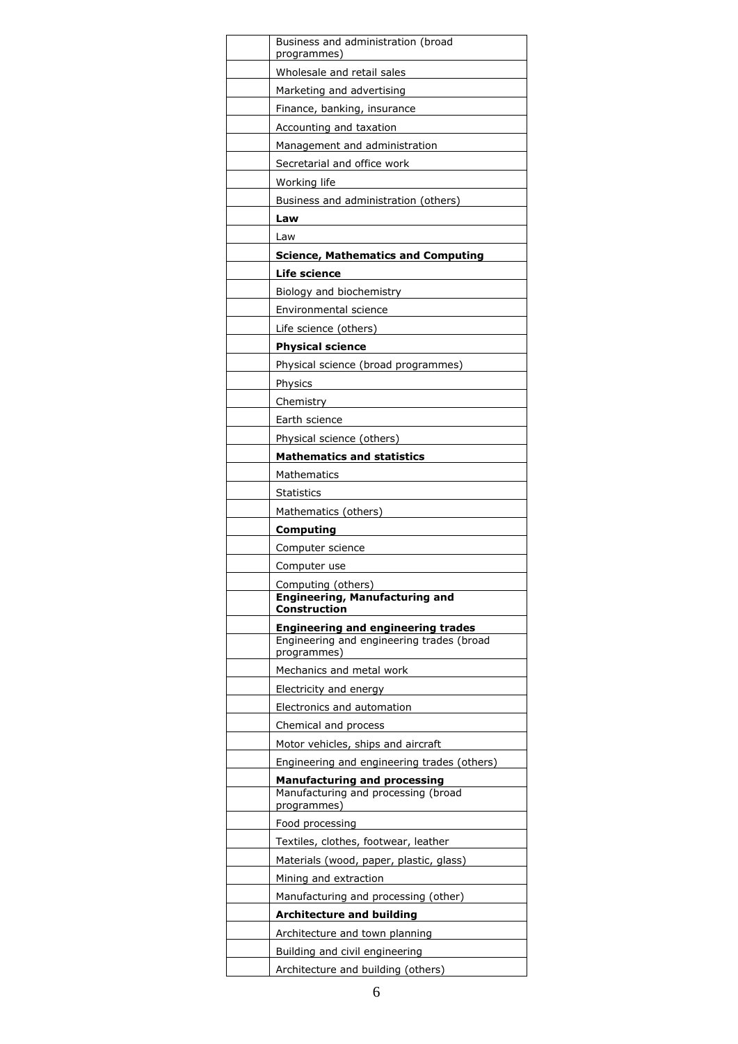| | |
|---|---|
| | Business and administration (broad programmes) |
| | Wholesale and retail sales |
| | Marketing and advertising |
| | Finance, banking, insurance |
| | Accounting and taxation |
| | Management and administration |
| | Secretarial and office work |
| | Working life |
| | Business and administration (others) |
| | **Law** |
| | Law |
| | **Science, Mathematics and Computing** |
| | **Life science** |
| | Biology and biochemistry |
| | Environmental science |
| | Life science (others) |
| | **Physical science** |
| | Physical science (broad programmes) |
| | Physics |
| | Chemistry |
| | Earth science |
| | Physical science (others) |
| | **Mathematics and statistics** |
| | Mathematics |
| | Statistics |
| | Mathematics (others) |
| | **Computing** |
| | Computer science |
| | Computer use |
| | Computing (others) |
| | **Engineering, Manufacturing and Construction** |
| | **Engineering and engineering trades** |
| | Engineering and engineering trades (broad programmes) |
| | Mechanics and metal work |
| | Electricity and energy |
| | Electronics and automation |
| | Chemical and process |
| | Motor vehicles, ships and aircraft |
| | Engineering and engineering trades (others) |
| | **Manufacturing and processing** |
| | Manufacturing and processing (broad programmes) |
| | Food processing |
| | Textiles, clothes, footwear, leather |
| | Materials (wood, paper, plastic, glass) |
| | Mining and extraction |
| | Manufacturing and processing (other) |
| | **Architecture and building** |
| | Architecture and town planning |
| | Building and civil engineering |
| | Architecture and building (others) |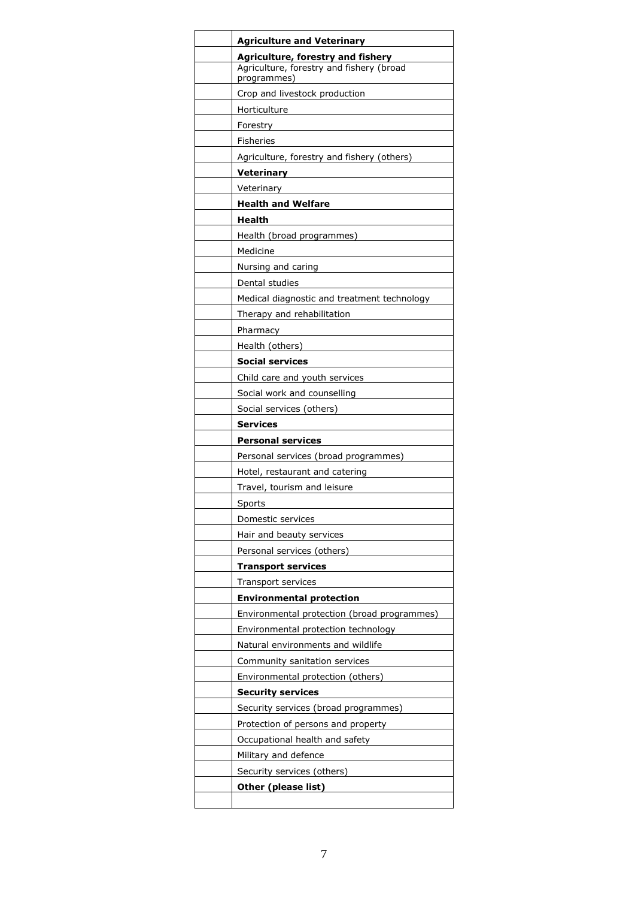| | |
|---|---|
| | **Agriculture and Veterinary** |
| | **Agriculture, forestry and fishery** |
| | Agriculture, forestry and fishery (broad programmes) |
| | Crop and livestock production |
| | Horticulture |
| | Forestry |
| | Fisheries |
| | Agriculture, forestry and fishery (others) |
| | **Veterinary** |
| | Veterinary |
| | **Health and Welfare** |
| | **Health** |
| | Health (broad programmes) |
| | Medicine |
| | Nursing and caring |
| | Dental studies |
| | Medical diagnostic and treatment technology |
| | Therapy and rehabilitation |
| | Pharmacy |
| | Health (others) |
| | **Social services** |
| | Child care and youth services |
| | Social work and counselling |
| | Social services (others) |
| | **Services** |
| | **Personal services** |
| | Personal services (broad programmes) |
| | Hotel, restaurant and catering |
| | Travel, tourism and leisure |
| | Sports |
| | Domestic services |
| | Hair and beauty services |
| | Personal services (others) |
| | **Transport services** |
| | Transport services |
| | **Environmental protection** |
| | Environmental protection (broad programmes) |
| | Environmental protection technology |
| | Natural environments and wildlife |
| | Community sanitation services |
| | Environmental protection (others) |
| | **Security services** |
| | Security services (broad programmes) |
| | Protection of persons and property |
| | Occupational health and safety |
| | Military and defence |
| | Security services (others) |
| | **Other (please list)** |
| | |